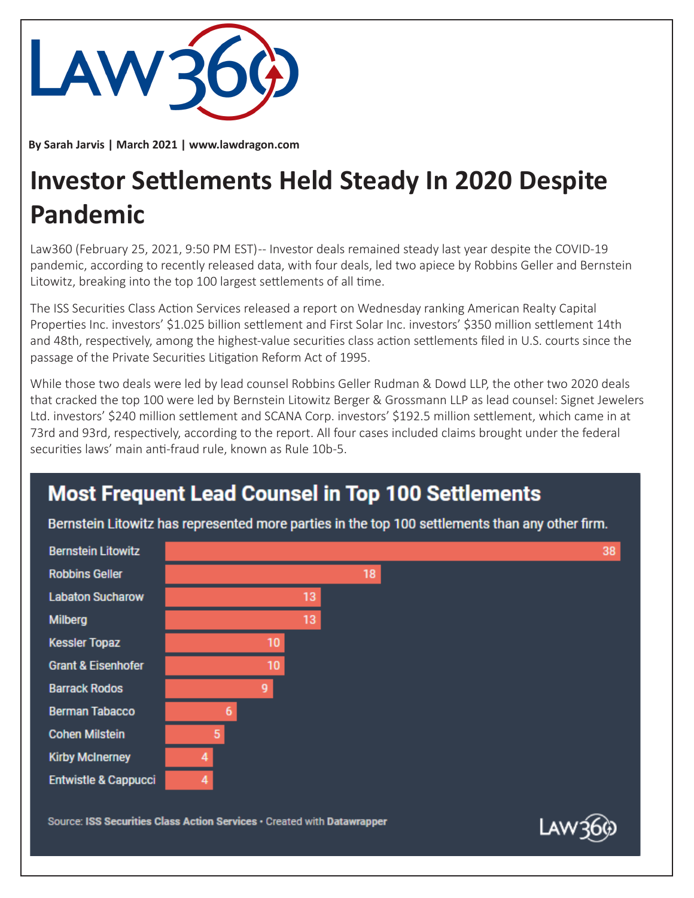By Sarah Jarvis | March 2021 | www.lawdragon.com

# Investor Settlements Held Steady In 2020 Despite Pandemic

Law360 (February 25, 2021, 9:50 PM EST)-- Investor deals remained steady last year despite the COVID-19 pandemic, according to recently released data, with four deals, led two apiece by Robbins Geller and Bernstein Litowitz, breaking into the top 100 largest settlements of all time.

The ISS Securities Class Action Services released a report on Wednesday ranking American Realty Capital Properties Inc. investors' $1.025 billion settlement and First Solar Inc. investors' $350 million settlement 14th and 48th, respectively, among the highest-value securities class action settlements filed in U.S. courts since the passage of the Private Securities Litigation Reform Act of 1995.

While those two deals were led by lead counsel Robbins Geller Rudman & Dowd LLP, the other two 2020 deals that cracked the top 100 were led by Bernstein Litowitz Berger & Grossmann LLP as lead counsel: Signet Jewelers Ltd. investors' $240 million settlement and SCANA Corp. investors' $192.5 million settlement, which came in at 73rd and 93rd, respectively, according to the report. All four cases included claims brought under the federal securities laws' main anti-fraud rule, known as Rule 10b-5.

## Most Frequent Lead Counsel in Top 100 Settlements

Bernstein Litowitz has represented more parties in the top 100 settlements than any other firm.

| Firm | Settlements |
|---|---|
| Bernstein Litowitz | 38 |
| Robbins Geller | 18 |
| Labaton Sucharow | 13 |
| Milberg | 13 |
| Kessler Topaz | 10 |
| Grant & Eisenhofer | 10 |
| Barrack Rodos | 9 |
| Berman Tabacco | 6 |
| Cohen Milstein | 5 |
| Kirby McInerney | 4 |
| Entwistle & Cappucci | 4 |

Source: **ISS Securities Class Action Services** • Created with **Datawrapper**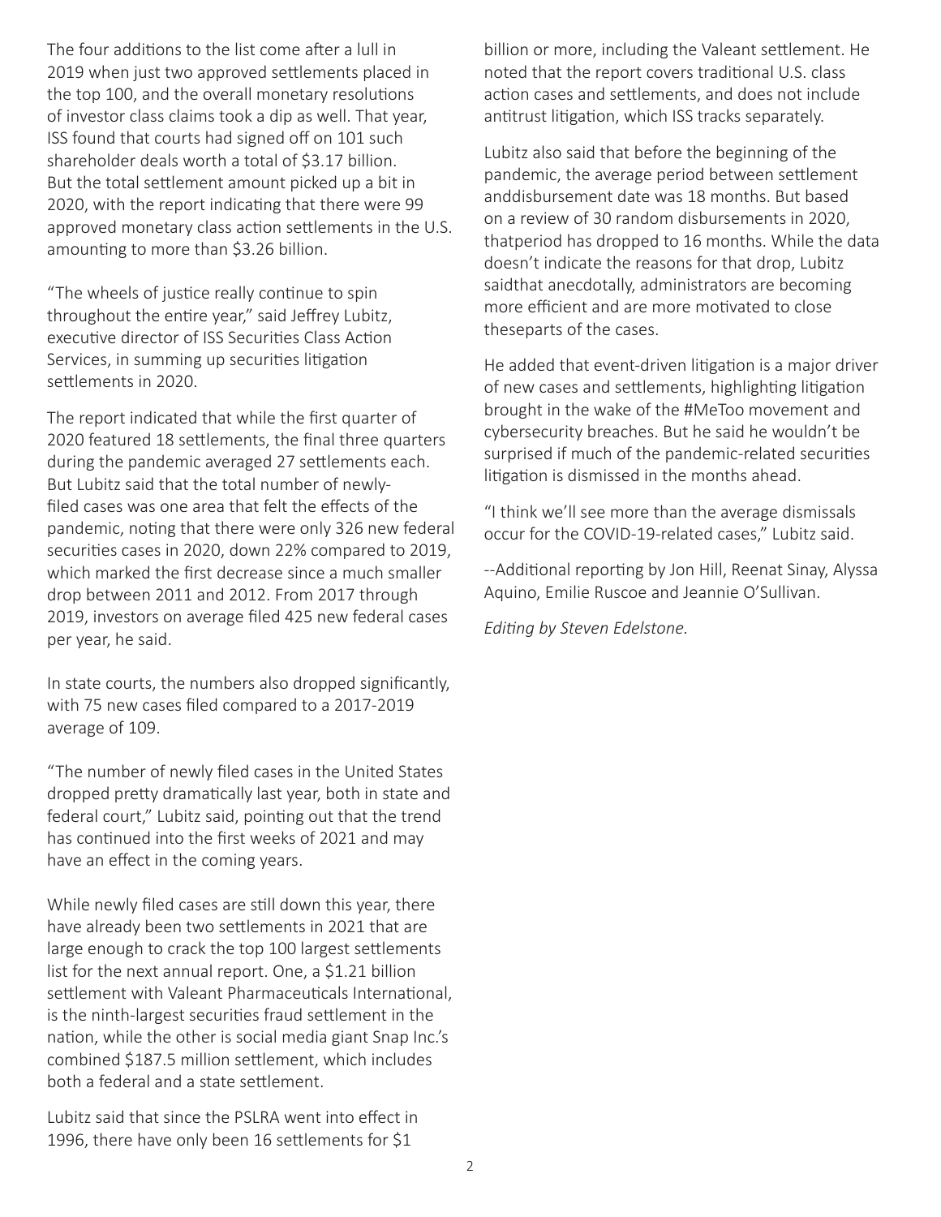The four additions to the list come after a lull in 2019 when just two approved settlements placed in the top 100, and the overall monetary resolutions of investor class claims took a dip as well. That year, ISS found that courts had signed off on 101 such shareholder deals worth a total of $3.17 billion. But the total settlement amount picked up a bit in 2020, with the report indicating that there were 99 approved monetary class action settlements in the U.S. amounting to more than $3.26 billion.

"The wheels of justice really continue to spin throughout the entire year," said Jeffrey Lubitz, executive director of ISS Securities Class Action Services, in summing up securities litigation settlements in 2020.

The report indicated that while the first quarter of 2020 featured 18 settlements, the final three quarters during the pandemic averaged 27 settlements each. But Lubitz said that the total number of newly-filed cases was one area that felt the effects of the pandemic, noting that there were only 326 new federal securities cases in 2020, down 22% compared to 2019, which marked the first decrease since a much smaller drop between 2011 and 2012. From 2017 through 2019, investors on average filed 425 new federal cases per year, he said.

In state courts, the numbers also dropped significantly, with 75 new cases filed compared to a 2017-2019 average of 109.

"The number of newly filed cases in the United States dropped pretty dramatically last year, both in state and federal court," Lubitz said, pointing out that the trend has continued into the first weeks of 2021 and may have an effect in the coming years.

While newly filed cases are still down this year, there have already been two settlements in 2021 that are large enough to crack the top 100 largest settlements list for the next annual report. One, a $1.21 billion settlement with Valeant Pharmaceuticals International, is the ninth-largest securities fraud settlement in the nation, while the other is social media giant Snap Inc.'s combined $187.5 million settlement, which includes both a federal and a state settlement.

Lubitz said that since the PSLRA went into effect in 1996, there have only been 16 settlements for $1 billion or more, including the Valeant settlement. He noted that the report covers traditional U.S. class action cases and settlements, and does not include antitrust litigation, which ISS tracks separately.

Lubitz also said that before the beginning of the pandemic, the average period between settlement anddisbursement date was 18 months. But based on a review of 30 random disbursements in 2020, thatperiod has dropped to 16 months. While the data doesn't indicate the reasons for that drop, Lubitz saidthat anecdotally, administrators are becoming more efficient and are more motivated to close theseparts of the cases.

He added that event-driven litigation is a major driver of new cases and settlements, highlighting litigation brought in the wake of the #MeToo movement and cybersecurity breaches. But he said he wouldn't be surprised if much of the pandemic-related securities litigation is dismissed in the months ahead.

"I think we'll see more than the average dismissals occur for the COVID-19-related cases," Lubitz said.

--Additional reporting by Jon Hill, Reenat Sinay, Alyssa Aquino, Emilie Ruscoe and Jeannie O'Sullivan.

*Editing by Steven Edelstone.*